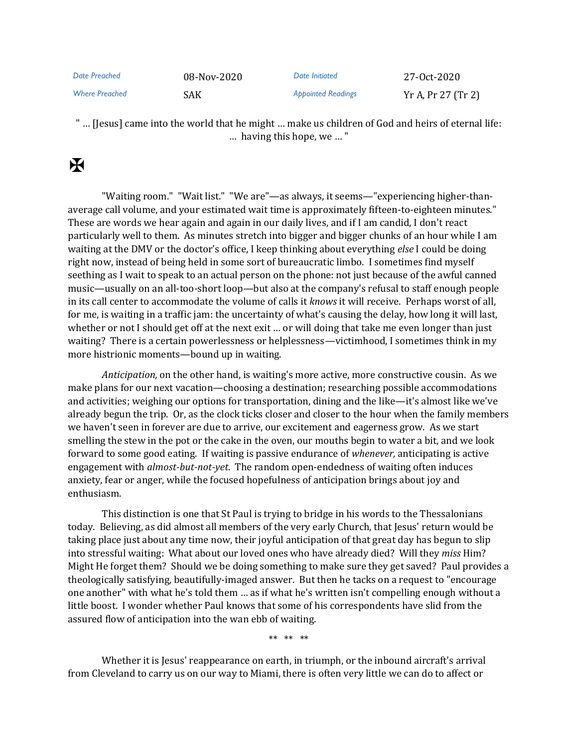| Date Preached | 08-Nov-2020 | Date Initiated | 27-Oct-2020 |
|---|---|---|---|
| Where Preached | SAK | Appointed Readings | Yr A, Pr 27 (Tr 2) |

" … [Jesus] came into the world that he might … make us children of God and heirs of eternal life: … having this hope, we … "

✠

"Waiting room." "Wait list." "We are"—as always, it seems—"experiencing higher-than-average call volume, and your estimated wait time is approximately fifteen-to-eighteen minutes." These are words we hear again and again in our daily lives, and if I am candid, I don't react particularly well to them. As minutes stretch into bigger and bigger chunks of an hour while I am waiting at the DMV or the doctor's office, I keep thinking about everything *else* I could be doing right now, instead of being held in some sort of bureaucratic limbo. I sometimes find myself seething as I wait to speak to an actual person on the phone: not just because of the awful canned music—usually on an all-too-short loop—but also at the company's refusal to staff enough people in its call center to accommodate the volume of calls it *knows* it will receive. Perhaps worst of all, for me, is waiting in a traffic jam: the uncertainty of what's causing the delay, how long it will last, whether or not I should get off at the next exit … or will doing that take me even longer than just waiting? There is a certain powerlessness or helplessness—victimhood, I sometimes think in my more histrionic moments—bound up in waiting.

*Anticipation,* on the other hand, is waiting's more active, more constructive cousin. As we make plans for our next vacation—choosing a destination; researching possible accommodations and activities; weighing our options for transportation, dining and the like—it's almost like we've already begun the trip. Or, as the clock ticks closer and closer to the hour when the family members we haven't seen in forever are due to arrive, our excitement and eagerness grow. As we start smelling the stew in the pot or the cake in the oven, our mouths begin to water a bit, and we look forward to some good eating. If waiting is passive endurance of *whenever,* anticipating is active engagement with *almost-but-not-yet.* The random open-endedness of waiting often induces anxiety, fear or anger, while the focused hopefulness of anticipation brings about joy and enthusiasm.

This distinction is one that St Paul is trying to bridge in his words to the Thessalonians today. Believing, as did almost all members of the very early Church, that Jesus' return would be taking place just about any time now, their joyful anticipation of that great day has begun to slip into stressful waiting: What about our loved ones who have already died? Will they *miss* Him? Might He forget them? Should we be doing something to make sure they get saved? Paul provides a theologically satisfying, beautifully-imaged answer. But then he tacks on a request to "encourage one another" with what he's told them … as if what he's written isn't compelling enough without a little boost. I wonder whether Paul knows that some of his correspondents have slid from the assured flow of anticipation into the wan ebb of waiting.

\*\* \*\* \*\*

Whether it is Jesus' reappearance on earth, in triumph, or the inbound aircraft's arrival from Cleveland to carry us on our way to Miami, there is often very little we can do to affect or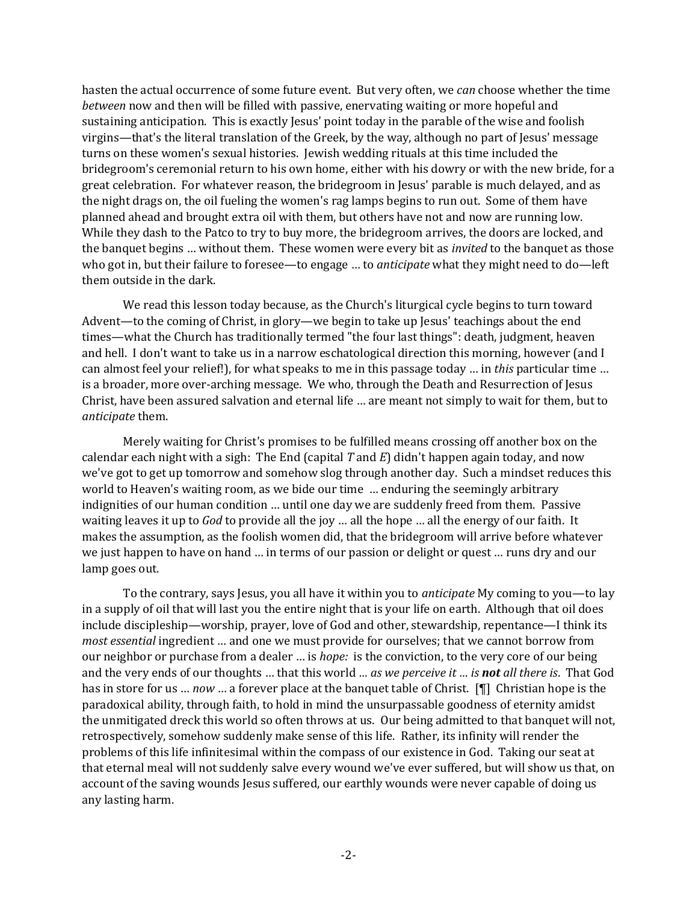hasten the actual occurrence of some future event. But very often, we *can* choose whether the time *between* now and then will be filled with passive, enervating waiting or more hopeful and sustaining anticipation. This is exactly Jesus' point today in the parable of the wise and foolish virgins—that's the literal translation of the Greek, by the way, although no part of Jesus' message turns on these women's sexual histories. Jewish wedding rituals at this time included the bridegroom's ceremonial return to his own home, either with his dowry or with the new bride, for a great celebration. For whatever reason, the bridegroom in Jesus' parable is much delayed, and as the night drags on, the oil fueling the women's rag lamps begins to run out. Some of them have planned ahead and brought extra oil with them, but others have not and now are running low. While they dash to the Patco to try to buy more, the bridegroom arrives, the doors are locked, and the banquet begins … without them. These women were every bit as *invited* to the banquet as those who got in, but their failure to foresee—to engage … to *anticipate* what they might need to do—left them outside in the dark.

We read this lesson today because, as the Church's liturgical cycle begins to turn toward Advent—to the coming of Christ, in glory—we begin to take up Jesus' teachings about the end times—what the Church has traditionally termed "the four last things": death, judgment, heaven and hell. I don't want to take us in a narrow eschatological direction this morning, however (and I can almost feel your relief!), for what speaks to me in this passage today … in *this* particular time … is a broader, more over-arching message. We who, through the Death and Resurrection of Jesus Christ, have been assured salvation and eternal life … are meant not simply to wait for them, but to *anticipate* them.

Merely waiting for Christ's promises to be fulfilled means crossing off another box on the calendar each night with a sigh: The End (capital *T* and *E*) didn't happen again today, and now we've got to get up tomorrow and somehow slog through another day. Such a mindset reduces this world to Heaven's waiting room, as we bide our time … enduring the seemingly arbitrary indignities of our human condition … until one day we are suddenly freed from them. Passive waiting leaves it up to *God* to provide all the joy … all the hope … all the energy of our faith. It makes the assumption, as the foolish women did, that the bridegroom will arrive before whatever we just happen to have on hand … in terms of our passion or delight or quest … runs dry and our lamp goes out.

To the contrary, says Jesus, you all have it within you to *anticipate* My coming to you—to lay in a supply of oil that will last you the entire night that is your life on earth. Although that oil does include discipleship—worship, prayer, love of God and other, stewardship, repentance—I think its *most essential* ingredient … and one we must provide for ourselves; that we cannot borrow from our neighbor or purchase from a dealer … is *hope:* is the conviction, to the very core of our being and the very ends of our thoughts … that this world *… as we perceive it … is **not** all there is*. That God has in store for us … *now* … a forever place at the banquet table of Christ. [¶] Christian hope is the paradoxical ability, through faith, to hold in mind the unsurpassable goodness of eternity amidst the unmitigated dreck this world so often throws at us. Our being admitted to that banquet will not, retrospectively, somehow suddenly make sense of this life. Rather, its infinity will render the problems of this life infinitesimal within the compass of our existence in God. Taking our seat at that eternal meal will not suddenly salve every wound we've ever suffered, but will show us that, on account of the saving wounds Jesus suffered, our earthly wounds were never capable of doing us any lasting harm.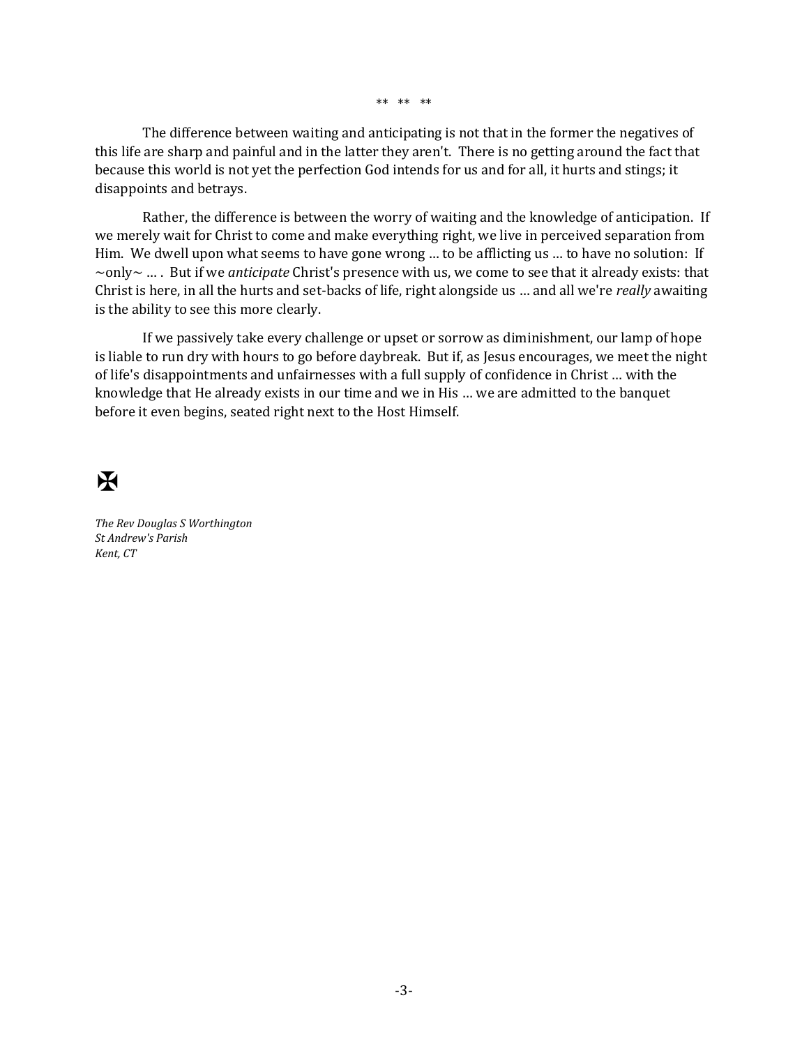** ** **

The difference between waiting and anticipating is not that in the former the negatives of this life are sharp and painful and in the latter they aren't. There is no getting around the fact that because this world is not yet the perfection God intends for us and for all, it hurts and stings; it disappoints and betrays.

Rather, the difference is between the worry of waiting and the knowledge of anticipation. If we merely wait for Christ to come and make everything right, we live in perceived separation from Him. We dwell upon what seems to have gone wrong … to be afflicting us … to have no solution: If ~only~ … . But if we *anticipate* Christ's presence with us, we come to see that it already exists: that Christ is here, in all the hurts and set-backs of life, right alongside us … and all we're *really* awaiting is the ability to see this more clearly.

If we passively take every challenge or upset or sorrow as diminishment, our lamp of hope is liable to run dry with hours to go before daybreak. But if, as Jesus encourages, we meet the night of life's disappointments and unfairnesses with a full supply of confidence in Christ … with the knowledge that He already exists in our time and we in His … we are admitted to the banquet before it even begins, seated right next to the Host Himself.

✠

*The Rev Douglas S Worthington*
*St Andrew's Parish*
*Kent, CT*